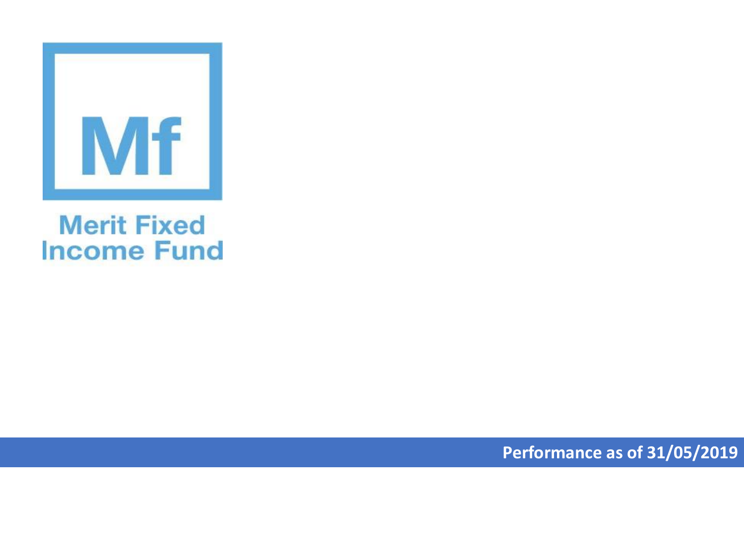Mf

# Merit Fixed Income Fund

**Performance as of 31/05/2019**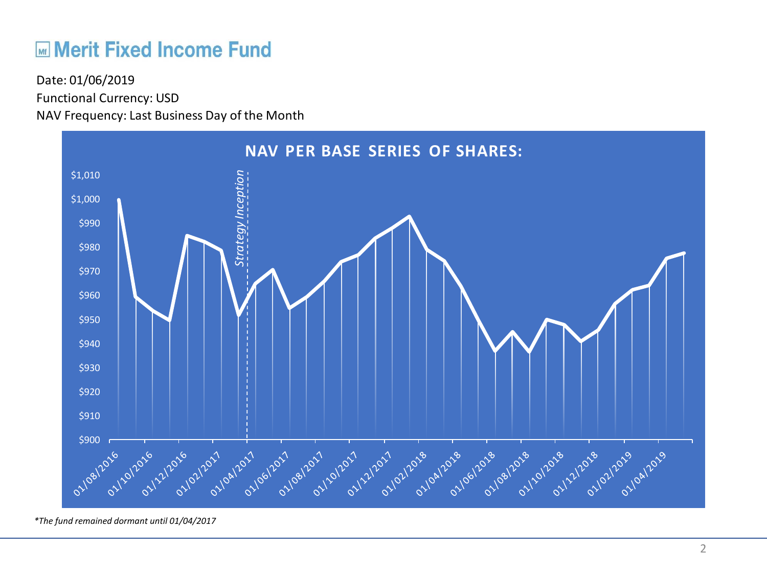# Merit Fixed Income Fund

Date: 01/06/2019

Functional Currency: USD

NAV Frequency: Last Business Day of the Month

**NAV PER BASE SERIES OF SHARES:**

$1,010
$1,000
$990
$980
$970
$960
$950
$940
$930
$920
$910
$900

*Strategy Inception*

01/08/2016 01/10/2016 01/12/2016 01/02/2017 01/04/2017 01/06/2017 01/08/2017 01/10/2017 01/12/2017 01/02/2018 01/04/2018 01/06/2018 01/08/2018 01/10/2018 01/12/2018 01/02/2019 01/04/2019

*\*The fund remained dormant until 01/04/2017*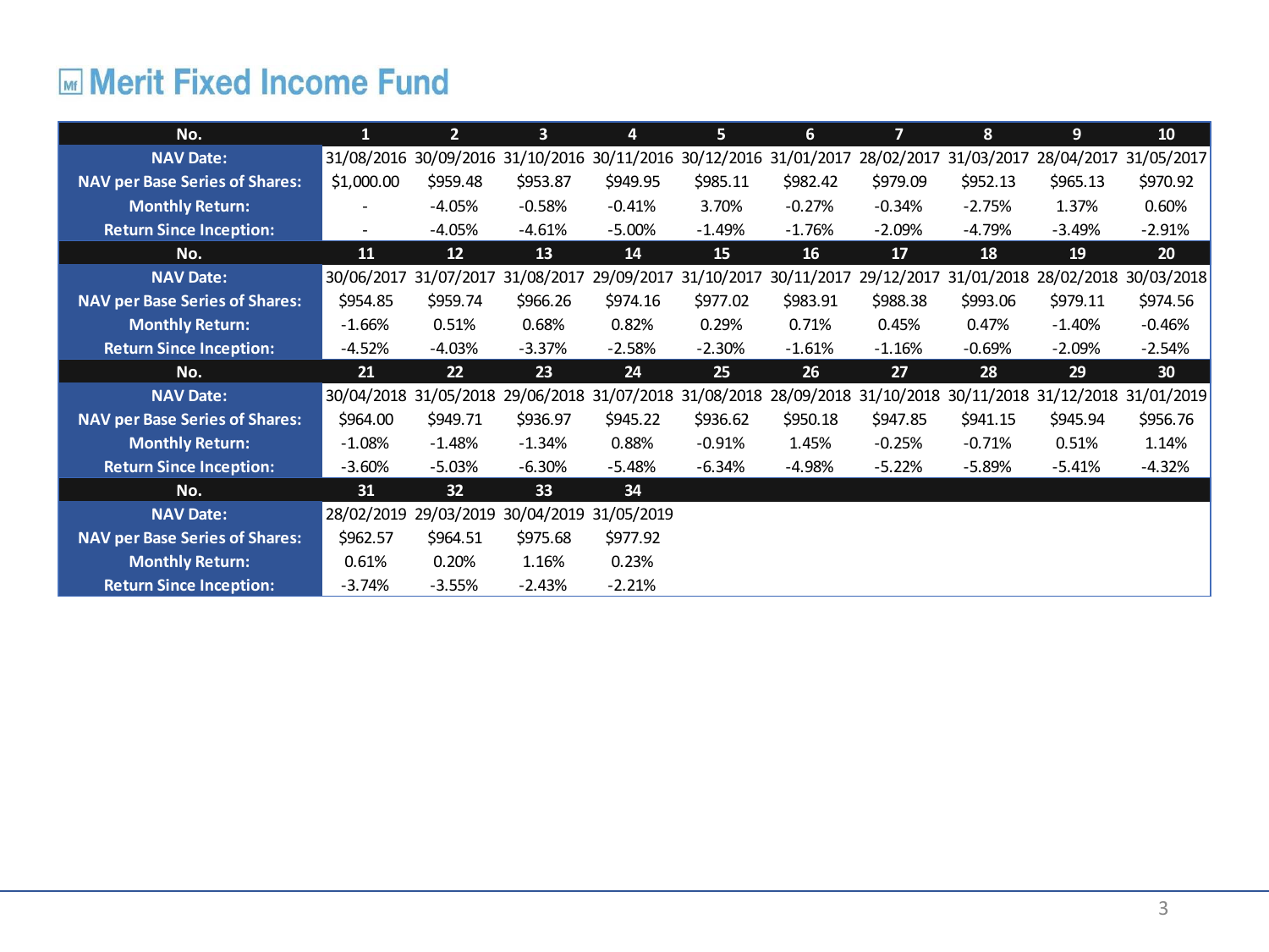# Merit Fixed Income Fund

| No. | 1 | 2 | 3 | 4 | 5 | 6 | 7 | 8 | 9 | 10 |
|---|---|---|---|---|---|---|---|---|---|---|
| NAV Date: | 31/08/2016 | 30/09/2016 | 31/10/2016 | 30/11/2016 | 30/12/2016 | 31/01/2017 | 28/02/2017 | 31/03/2017 | 28/04/2017 | 31/05/2017 |
| NAV per Base Series of Shares: | $1,000.00 | $959.48 | $953.87 | $949.95 | $985.11 | $982.42 | $979.09 | $952.13 | $965.13 | $970.92 |
| Monthly Return: | - | -4.05% | -0.58% | -0.41% | 3.70% | -0.27% | -0.34% | -2.75% | 1.37% | 0.60% |
| Return Since Inception: | - | -4.05% | -4.61% | -5.00% | -1.49% | -1.76% | -2.09% | -4.79% | -3.49% | -2.91% |
| **No.** | **11** | **12** | **13** | **14** | **15** | **16** | **17** | **18** | **19** | **20** |
| NAV Date: | 30/06/2017 | 31/07/2017 | 31/08/2017 | 29/09/2017 | 31/10/2017 | 30/11/2017 | 29/12/2017 | 31/01/2018 | 28/02/2018 | 30/03/2018 |
| NAV per Base Series of Shares: | $954.85 | $959.74 | $966.26 | $974.16 | $977.02 | $983.91 | $988.38 | $993.06 | $979.11 | $974.56 |
| Monthly Return: | -1.66% | 0.51% | 0.68% | 0.82% | 0.29% | 0.71% | 0.45% | 0.47% | -1.40% | -0.46% |
| Return Since Inception: | -4.52% | -4.03% | -3.37% | -2.58% | -2.30% | -1.61% | -1.16% | -0.69% | -2.09% | -2.54% |
| **No.** | **21** | **22** | **23** | **24** | **25** | **26** | **27** | **28** | **29** | **30** |
| NAV Date: | 30/04/2018 | 31/05/2018 | 29/06/2018 | 31/07/2018 | 31/08/2018 | 28/09/2018 | 31/10/2018 | 30/11/2018 | 31/12/2018 | 31/01/2019 |
| NAV per Base Series of Shares: | $964.00 | $949.71 | $936.97 | $945.22 | $936.62 | $950.18 | $947.85 | $941.15 | $945.94 | $956.76 |
| Monthly Return: | -1.08% | -1.48% | -1.34% | 0.88% | -0.91% | 1.45% | -0.25% | -0.71% | 0.51% | 1.14% |
| Return Since Inception: | -3.60% | -5.03% | -6.30% | -5.48% | -6.34% | -4.98% | -5.22% | -5.89% | -5.41% | -4.32% |
| **No.** | **31** | **32** | **33** | **34** | | | | | | |
| NAV Date: | 28/02/2019 | 29/03/2019 | 30/04/2019 | 31/05/2019 | | | | | | |
| NAV per Base Series of Shares: | $962.57 | $964.51 | $975.68 | $977.92 | | | | | | |
| Monthly Return: | 0.61% | 0.20% | 1.16% | 0.23% | | | | | | |
| Return Since Inception: | -3.74% | -3.55% | -2.43% | -2.21% | | | | | | |